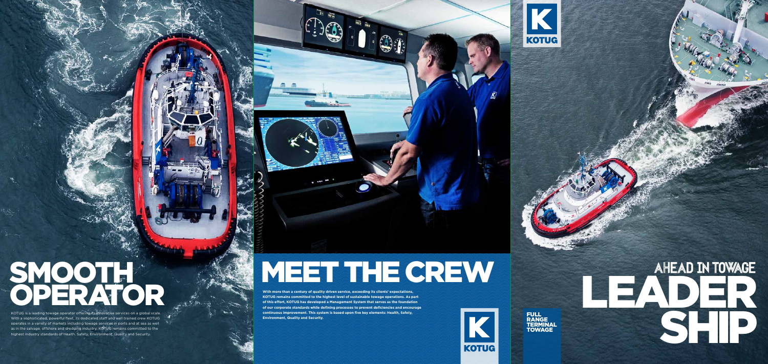# SMOOTH OPERATOR

KOTUG is a leading towage operator offering its innovative services on a global scale. With a sophisticated, powerful fleet, its dedicated staff and well trained crew KOTUG operates in a variety of markets including towage services in ports and at sea as well as in the salvage, offshore and dredging industry. KOTUG remains committed to the highest industry standards of Health, Safety, Environment, Quality and Security.

# MEET THE CREW

**With more than a century of quality driven service, exceeding its clients' expectations, KOTUG remains committed to the highest level of sustainable towage operations. As part of this effort, KOTUG has developed a Management System that serves as the foundation of our corporate standards while defining processes to prevent deficiencies and encourage continuous improvement. This system is based upon five key elements: Health, Safety, Environment, Quality and Security.**

KOTUG

KOTUG

FULL RANGE TERMINAL TOWAGE

## AHEAD IN TOWAGE

# LEADER SHIP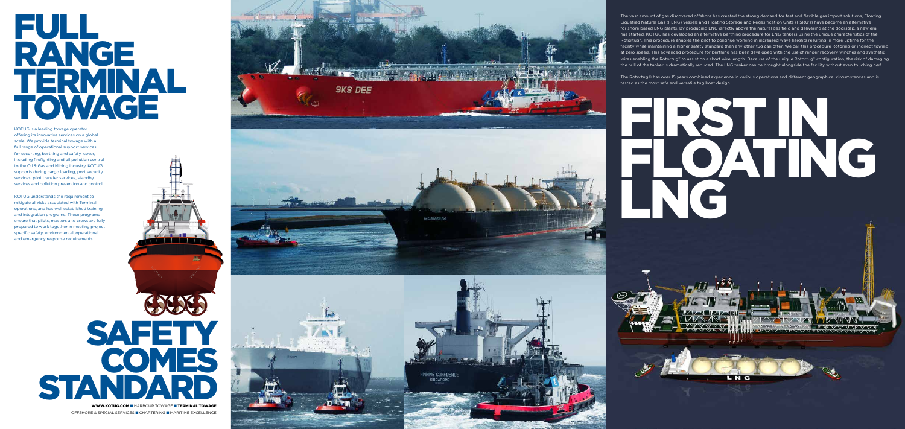# FULL RANGE TERMINAL TOWAGE

KOTUG is a leading towage operator offering its innovative services on a global scale. We provide terminal towage with a full range of operational support services for escorting, berthing and safety cover, including firefighting and oil pollution control to the Oil & Gas and Mining industry. KOTUG supports during cargo loading, port security services, pilot transfer services, standby services and pollution prevention and control.

KOTUG understands the requirement to mitigate all risks associated with Terminal operations, and has well established training and integration programs. These programs ensure that pilots, masters and crews are fully prepared to work together in meeting project specific safety, environmental, operational and emergency response requirements.

# SAFETY COMES STANDARD

**WWW.KOTUG.COM** ■ HARBOUR TOWAGE ■ **TERMINAL TOWAGE**
OFFSHORE & SPECIAL SERVICES ■ CHARTERING ■ MARITIME EXCELLENCE

The vast amount of gas discovered offshore has created the strong demand for fast and flexible gas import solutions, Floating Liquefied Natural Gas (FLNG) vessels and Floating Storage and Regasification Units (FSRU's) have become an alternative for shore based LNG plants. By producing LNG directly above the natural gas field and delivering at the doorstep, a new era has started. KOTUG has developed an alternative berthing procedure for LNG tankers using the unique characteristics of the Rotortug®. This procedure enables the pilot to continue working in increased wave heights resulting in more uptime for the facility while maintaining a higher safety standard than any other tug can offer. We call this procedure Rotoring or indirect towing at zero speed. This advanced procedure for berthing has been developed with the use of render recovery winches and synthetic wires enabling the Rotortug® to assist on a short wire length. Because of the unique Rotortug® configuration, the risk of damaging the hull of the tanker is dramatically reduced. The LNG tanker can be brought alongside the facility without even touching her!

The Rotortug® has over 15 years combined experience in various operations and different geographical circumstances and is tested as the most safe and versatile tug boat design.

# FIRST IN FLOATING LNG